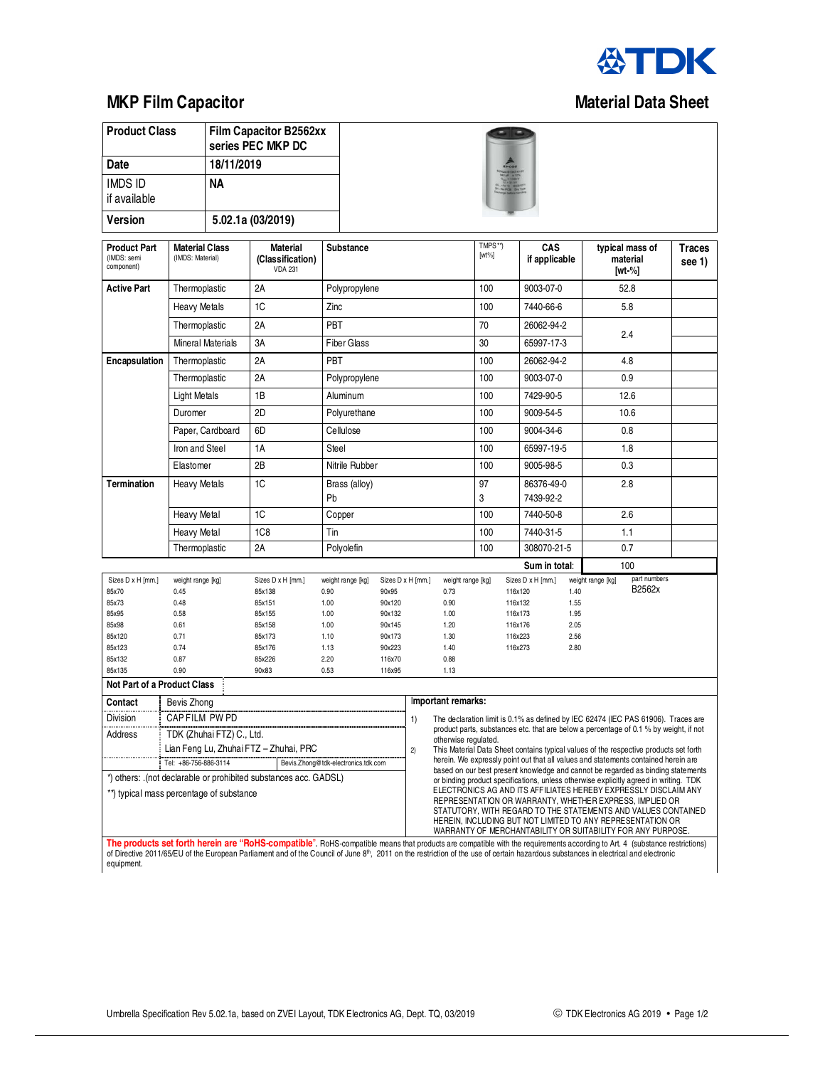TDK

# MKP Film Capacitor

# Material Data Sheet

| Product Class | Film Capacitor B2562xx series PEC MKP DC |
|---|---|
| Date | 18/11/2019 |
| IMDS ID if available | NA |
| Version | 5.02.1a (03/2019) |

| Product Part (IMDS: semi component) | Material Class (IMDS: Material) | Material (Classification) VDA 231 | Substance | TMPS**) [wt%] | CAS if applicable | typical mass of material [wt-%] | Traces see 1) |
|---|---|---|---|---|---|---|---|
| **Active Part** | Thermoplastic | 2A | Polypropylene | 100 | 9003-07-0 | 52.8 | |
| | Heavy Metals | 1C | Zinc | 100 | 7440-66-6 | 5.8 | |
| | Thermoplastic | 2A | PBT | 70 | 26062-94-2 | 2.4 | |
| | Mineral Materials | 3A | Fiber Glass | 30 | 65997-17-3 | | |
| **Encapsulation** | Thermoplastic | 2A | PBT | 100 | 26062-94-2 | 4.8 | |
| | Thermoplastic | 2A | Polypropylene | 100 | 9003-07-0 | 0.9 | |
| | Light Metals | 1B | Aluminum | 100 | 7429-90-5 | 12.6 | |
| | Duromer | 2D | Polyurethane | 100 | 9009-54-5 | 10.6 | |
| | Paper, Cardboard | 6D | Cellulose | 100 | 9004-34-6 | 0.8 | |
| | Iron and Steel | 1A | Steel | 100 | 65997-19-5 | 1.8 | |
| | Elastomer | 2B | Nitrile Rubber | 100 | 9005-98-5 | 0.3 | |
| **Termination** | Heavy Metals | 1C | Brass (alloy) | 97 | 86376-49-0 | 2.8 | |
| | | | Pb | 3 | 7439-92-2 | | |
| | Heavy Metal | 1C | Copper | 100 | 7440-50-8 | 2.6 | |
| | Heavy Metal | 1C8 | Tin | 100 | 7440-31-5 | 1.1 | |
| | Thermoplastic | 2A | Polyolefin | 100 | 308070-21-5 | 0.7 | |
| | | | | | **Sum in total:** | 100 | |

| Sizes D x H [mm.] | weight range [kg] | Sizes D x H [mm.] | weight range [kg] | Sizes D x H [mm.] | weight range [kg] | Sizes D x H [mm.] | weight range [kg] | part numbers |
|---|---|---|---|---|---|---|---|---|
| 85x70 | 0.45 | 85x138 | 0.90 | 90x95 | 0.73 | 116x120 | 1.40 | B2562x |
| 85x73 | 0.48 | 85x151 | 1.00 | 90x120 | 0.90 | 116x132 | 1.55 | |
| 85x95 | 0.58 | 85x155 | 1.00 | 90x132 | 1.00 | 116x173 | 1.95 | |
| 85x98 | 0.61 | 85x158 | 1.00 | 90x145 | 1.20 | 116x176 | 2.05 | |
| 85x120 | 0.71 | 85x173 | 1.10 | 90x173 | 1.30 | 116x223 | 2.56 | |
| 85x123 | 0.74 | 85x176 | 1.13 | 90x223 | 1.40 | 116x273 | 2.80 | |
| 85x132 | 0.87 | 85x226 | 2.20 | 116x70 | 0.88 | | | |
| 85x135 | 0.90 | 90x83 | 0.53 | 116x95 | 1.13 | | | |

**Not Part of a Product Class**

| Contact | Bevis Zhong |
|---|---|
| Division | CAP FILM PW PD |
| Address | TDK (Zhuhai FTZ) C., Ltd. Lian Feng Lu, Zhuhai FTZ – Zhuhai, PRC |
| Tel: +86-756-886-3114 | Bevis.Zhong@tdk-electronics.tdk.com |

*) others: .(not declarable or prohibited substances acc. GADSL)

**) typical mass percentage of substance

**Important remarks:**

1) The declaration limit is 0.1% as defined by IEC 62474 (IEC PAS 61906). Traces are product parts, substances etc. that are below a percentage of 0.1 % by weight, if not otherwise regulated.

2) This Material Data Sheet contains typical values of the respective products set forth herein. We expressly point out that all values and statements contained herein are based on our best present knowledge and cannot be regarded as binding statements or binding product specifications, unless otherwise explicitly agreed in writing. TDK ELECTRONICS AG AND ITS AFFILIATES HEREBY EXPRESSLY DISCLAIM ANY REPRESENTATION OR WARRANTY, WHETHER EXPRESS, IMPLIED OR STATUTORY, WITH REGARD TO THE STATEMENTS AND VALUES CONTAINED HEREIN, INCLUDING BUT NOT LIMITED TO ANY REPRESENTATION OR WARRANTY OF MERCHANTABILITY OR SUITABILITY FOR ANY PURPOSE.

**The products set forth herein are "RoHS-compatible".** RoHS-compatible means that products are compatible with the requirements according to Art. 4 (substance restrictions) of Directive 2011/65/EU of the European Parliament and of the Council of June 8th, 2011 on the restriction of the use of certain hazardous substances in electrical and electronic equipment.

Umbrella Specification Rev 5.02.1a, based on ZVEI Layout, TDK Electronics AG, Dept. TQ, 03/2019

© TDK Electronics AG 2019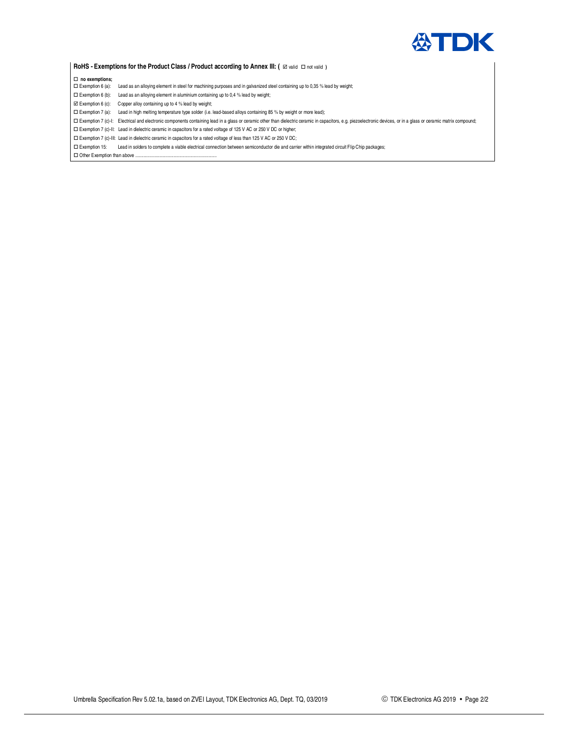**RoHS - Exemptions for the Product Class / Product according to Annex III: ( ☑ valid ☐ not valid )**

☐ **no exemptions;**

☐ Exemption 6 (a): Lead as an alloying element in steel for machining purposes and in galvanized steel containing up to 0,35 % lead by weight;

☐ Exemption 6 (b): Lead as an alloying element in aluminium containing up to 0,4 % lead by weight;

☑ Exemption 6 (c): Copper alloy containing up to 4 % lead by weight;

☐ Exemption 7 (a): Lead in high melting temperature type solder (i.e. lead-based alloys containing 85 % by weight or more lead);

☐ Exemption 7 (c)-I: Electrical and electronic components containing lead in a glass or ceramic other than dielectric ceramic in capacitors, e.g. piezoelectronic devices, or in a glass or ceramic matrix compound;

☐ Exemption 7 (c)-II: Lead in dielectric ceramic in capacitors for a rated voltage of 125 V AC or 250 V DC or higher;

☐ Exemption 7 (c)-III: Lead in dielectric ceramic in capacitors for a rated voltage of less than 125 V AC or 250 V DC;

☐ Exemption 15: Lead in solders to complete a viable electrical connection between semiconductor die and carrier within integrated circuit Flip Chip packages;

☐ Other Exemption than above ....................................................................

Umbrella Specification Rev 5.02.1a, based on ZVEI Layout, TDK Electronics AG, Dept. TQ, 03/2019

© TDK Electronics AG 2019